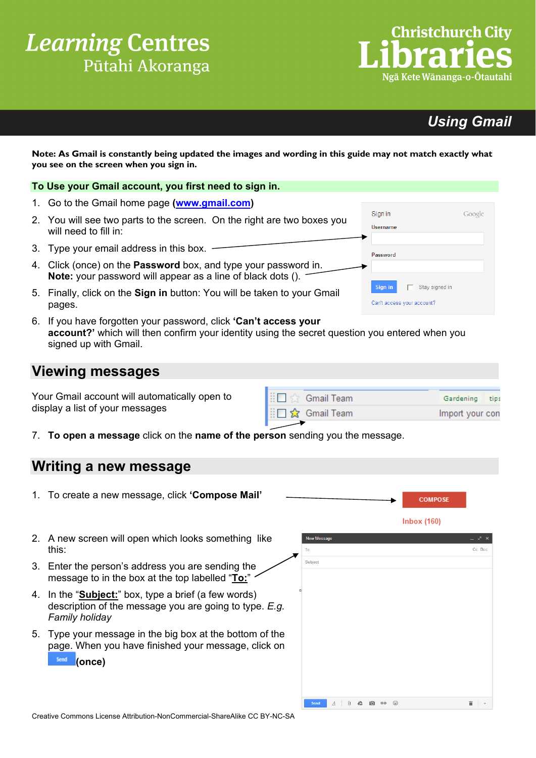Learning Centres
Pūtahi Akoranga

Christchurch City Libraries
Ngā Kete Wānanga-o-Ōtautahi

# Using Gmail

**Note: As Gmail is constantly being updated the images and wording in this guide may not match exactly what you see on the screen when you sign in.**

**To Use your Gmail account, you first need to sign in.**

1. Go to the Gmail home page (**[www.gmail.com](http://www.gmail.com)**)
2. You will see two parts to the screen. On the right are two boxes you will need to fill in:
3. Type your email address in this box.
4. Click (once) on the **Password** box, and type your password in. **Note:** your password will appear as a line of black dots ().
5. Finally, click on the **Sign in** button: You will be taken to your Gmail pages.
6. If you have forgotten your password, click **'Can't access your account?'** which will then confirm your identity using the secret question you entered when you signed up with Gmail.

## Viewing messages

Your Gmail account will automatically open to display a list of your messages

7. **To open a message** click on the **name of the person** sending you the message.

## Writing a new message

1. To create a new message, click **'Compose Mail'**
2. A new screen will open which looks something like this:
3. Enter the person's address you are sending the message to in the box at the top labelled "**To:**"
4. In the "**Subject:**" box, type a brief (a few words) description of the message you are going to type. *E.g. Family holiday*
5. Type your message in the big box at the bottom of the page. When you have finished your message, click on Send **(once)**

Creative Commons License Attribution-NonCommercial-ShareAlike CC BY-NC-SA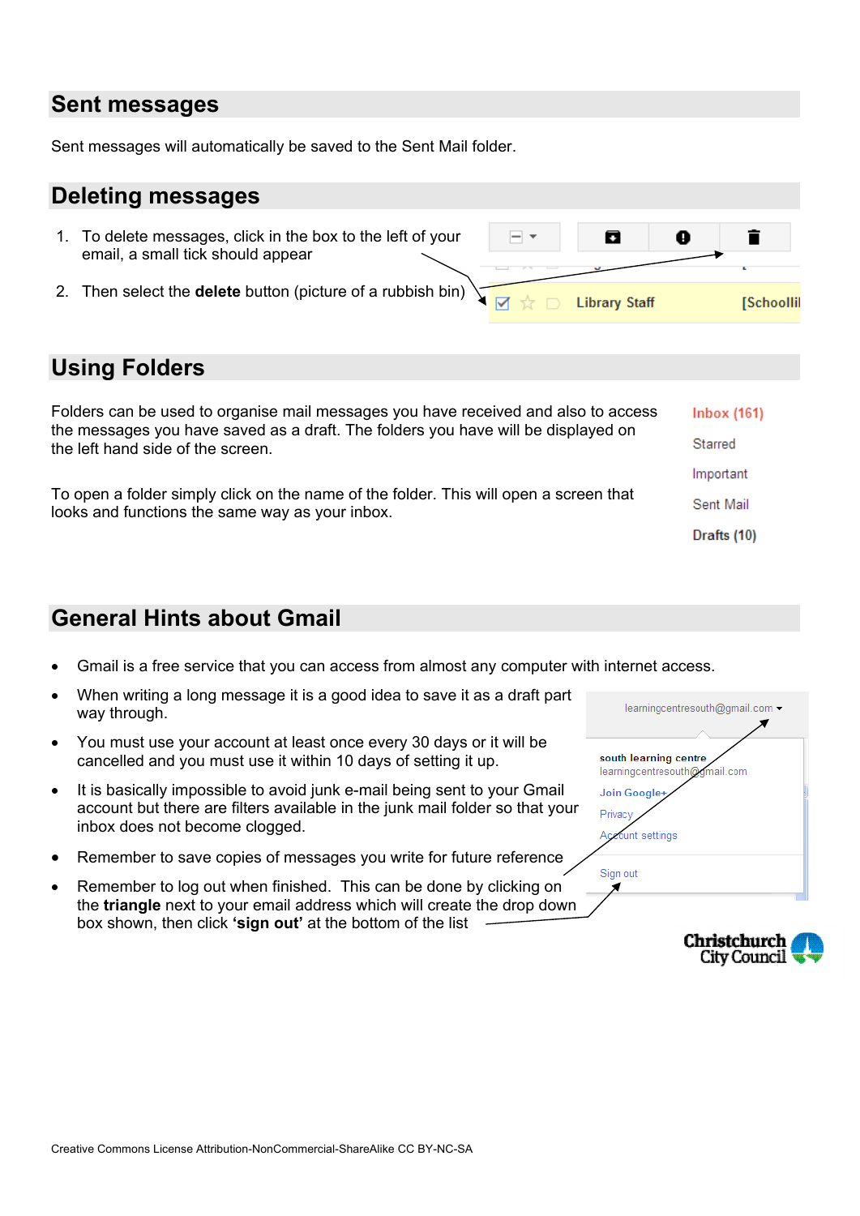## Sent messages

Sent messages will automatically be saved to the Sent Mail folder.

## Deleting messages

1. To delete messages, click in the box to the left of your email, a small tick should appear
2. Then select the **delete** button (picture of a rubbish bin)

## Using Folders

Folders can be used to organise mail messages you have received and also to access the messages you have saved as a draft. The folders you have will be displayed on the left hand side of the screen.

To open a folder simply click on the name of the folder. This will open a screen that looks and functions the same way as your inbox.

## General Hints about Gmail

- Gmail is a free service that you can access from almost any computer with internet access.
- When writing a long message it is a good idea to save it as a draft part way through.
- You must use your account at least once every 30 days or it will be cancelled and you must use it within 10 days of setting it up.
- It is basically impossible to avoid junk e-mail being sent to your Gmail account but there are filters available in the junk mail folder so that your inbox does not become clogged.
- Remember to save copies of messages you write for future reference
- Remember to log out when finished. This can be done by clicking on the **triangle** next to your email address which will create the drop down box shown, then click **'sign out'** at the bottom of the list

Creative Commons License Attribution-NonCommercial-ShareAlike CC BY-NC-SA